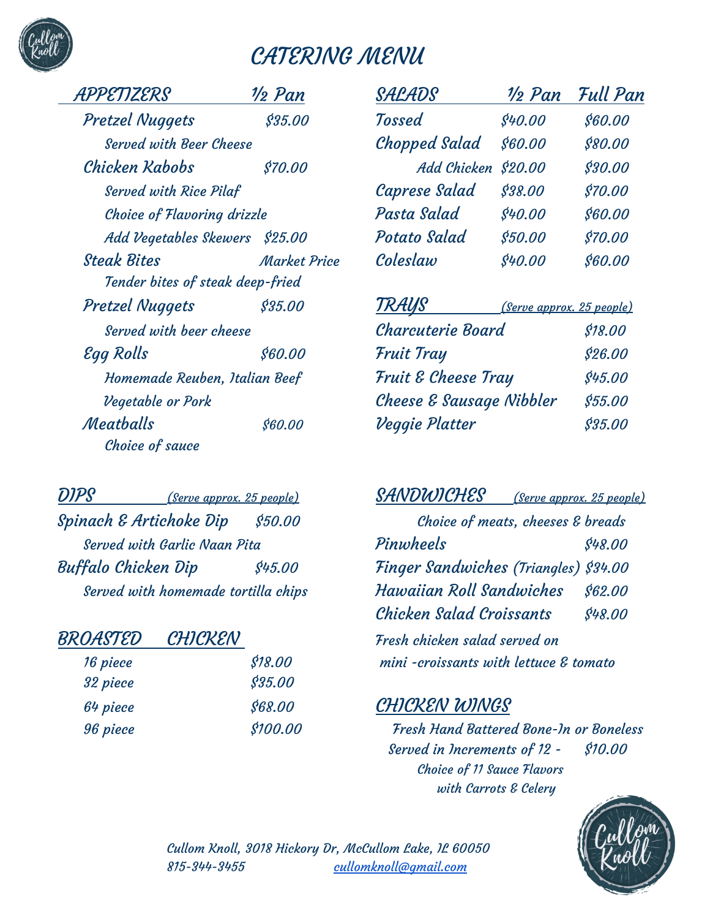# CATERING MENU

## APPETIZERS

| APPETIZERS | ½ Pan |
|---|---|
| Pretzel Nuggets | $35.00 |
| Served with Beer Cheese | |
| Chicken Kabobs | $70.00 |
| Served with Rice Pilaf | |
| Choice of Flavoring drizzle | |
| Add Vegetables Skewers | $25.00 |
| Steak Bites | Market Price |
| Tender bites of steak deep-fried | |
| Pretzel Nuggets | $35.00 |
| Served with beer cheese | |
| Egg Rolls | $60.00 |
| Homemade Reuben, Italian Beef | |
| Vegetable or Pork | |
| Meatballs | $60.00 |
| Choice of sauce | |

## DIPS

(Serve approx. 25 people)

| Item | Price |
|---|---|
| Spinach & Artichoke Dip | $50.00 |
| Served with Garlic Naan Pita | |
| Buffalo Chicken Dip | $45.00 |
| Served with homemade tortilla chips | |

## BROASTED CHICKEN

| Size | Price |
|---|---|
| 16 piece | $18.00 |
| 32 piece | $35.00 |
| 64 piece | $68.00 |
| 96 piece | $100.00 |

## SALADS

| SALADS | ½ Pan | Full Pan |
|---|---|---|
| Tossed | $40.00 | $60.00 |
| Chopped Salad | $60.00 | $80.00 |
| Add Chicken | $20.00 | $30.00 |
| Caprese Salad | $38.00 | $70.00 |
| Pasta Salad | $40.00 | $60.00 |
| Potato Salad | $50.00 | $70.00 |
| Coleslaw | $40.00 | $60.00 |

## TRAYS

(Serve approx. 25 people)

| Item | Price |
|---|---|
| Charcuterie Board | $18.00 |
| Fruit Tray | $26.00 |
| Fruit & Cheese Tray | $45.00 |
| Cheese & Sausage Nibbler | $55.00 |
| Veggie Platter | $35.00 |

## SANDWICHES

(Serve approx. 25 people)

Choice of meats, cheeses & breads

| Item | Price |
|---|---|
| Pinwheels | $48.00 |
| Finger Sandwiches (Triangles) | $34.00 |
| Hawaiian Roll Sandwiches | $62.00 |
| Chicken Salad Croissants | $48.00 |

Fresh chicken salad served on mini -croissants with lettuce & tomato

## CHICKEN WINGS

Fresh Hand Battered Bone-In or Boneless

Served in Increments of 12 - $10.00

Choice of 11 Sauce Flavors

with Carrots & Celery

Cullom Knoll, 3018 Hickory Dr, McCullom Lake, IL 60050

815-344-3455 cullomknoll@gmail.com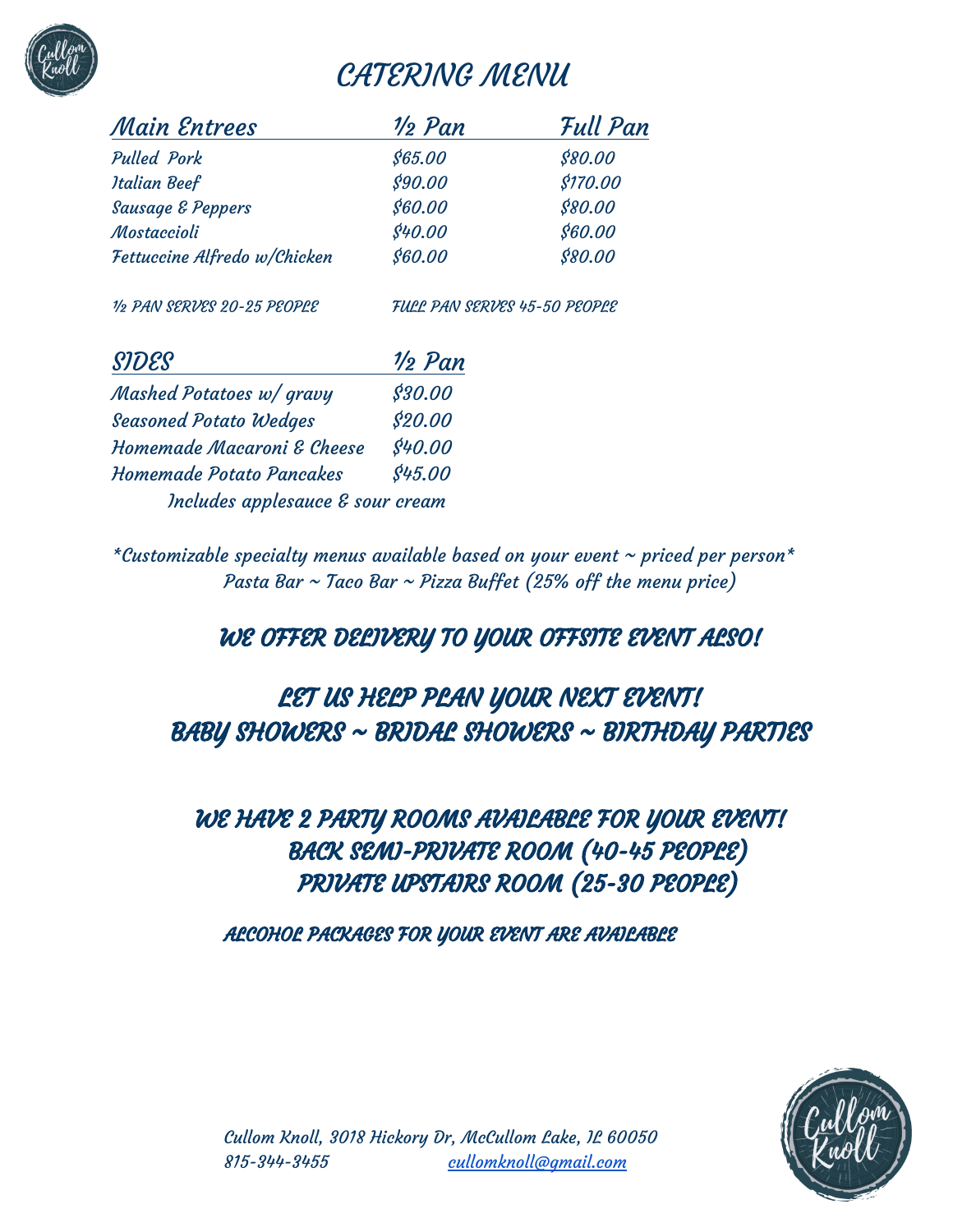# CATERING MENU

| Main Entrees | ½ Pan | Full Pan |
|---|---|---|
| Pulled Pork | $65.00 | $80.00 |
| Italian Beef | $90.00 | $170.00 |
| Sausage & Peppers | $60.00 | $80.00 |
| Mostaccioli | $40.00 | $60.00 |
| Fettuccine Alfredo w/Chicken | $60.00 | $80.00 |

½ PAN SERVES 20-25 PEOPLE FULL PAN SERVES 45-50 PEOPLE

| SIDES | ½ Pan |
|---|---|
| Mashed Potatoes w/ gravy | $30.00 |
| Seasoned Potato Wedges | $20.00 |
| Homemade Macaroni & Cheese | $40.00 |
| Homemade Potato Pancakes | $45.00 |

Includes applesauce & sour cream

*Customizable specialty menus available based on your event ~ priced per person*
Pasta Bar ~ Taco Bar ~ Pizza Buffet (25% off the menu price)

## WE OFFER DELIVERY TO YOUR OFFSITE EVENT ALSO!

## LET US HELP PLAN YOUR NEXT EVENT!
## BABY SHOWERS ~ BRIDAL SHOWERS ~ BIRTHDAY PARTIES

## WE HAVE 2 PARTY ROOMS AVAILABLE FOR YOUR EVENT!
BACK SEMI-PRIVATE ROOM (40-45 PEOPLE)
PRIVATE UPSTAIRS ROOM (25-30 PEOPLE)

ALCOHOL PACKAGES FOR YOUR EVENT ARE AVAILABLE

Cullom Knoll, 3018 Hickory Dr, McCullom Lake, IL 60050
815-344-3455 cullomknoll@gmail.com